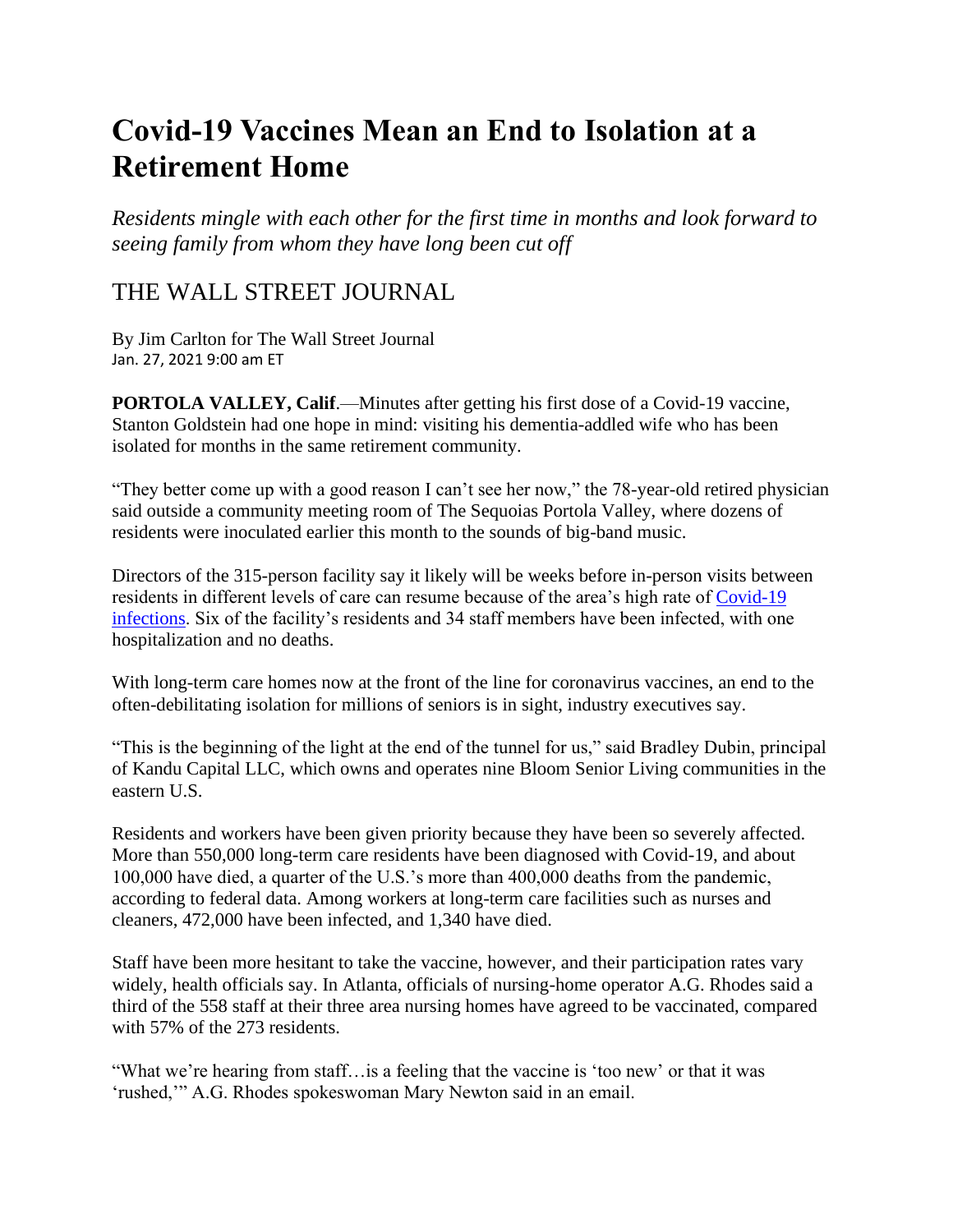# Covid-19 Vaccines Mean an End to Isolation at a Retirement Home

*Residents mingle with each other for the first time in months and look forward to seeing family from whom they have long been cut off*

## THE WALL STREET JOURNAL

By Jim Carlton for The Wall Street Journal
Jan. 27, 2021 9:00 am ET

**PORTOLA VALLEY, Calif**.—Minutes after getting his first dose of a Covid-19 vaccine, Stanton Goldstein had one hope in mind: visiting his dementia-addled wife who has been isolated for months in the same retirement community.

"They better come up with a good reason I can't see her now," the 78-year-old retired physician said outside a community meeting room of The Sequoias Portola Valley, where dozens of residents were inoculated earlier this month to the sounds of big-band music.

Directors of the 315-person facility say it likely will be weeks before in-person visits between residents in different levels of care can resume because of the area's high rate of Covid-19 infections. Six of the facility's residents and 34 staff members have been infected, with one hospitalization and no deaths.

With long-term care homes now at the front of the line for coronavirus vaccines, an end to the often-debilitating isolation for millions of seniors is in sight, industry executives say.

"This is the beginning of the light at the end of the tunnel for us," said Bradley Dubin, principal of Kandu Capital LLC, which owns and operates nine Bloom Senior Living communities in the eastern U.S.

Residents and workers have been given priority because they have been so severely affected. More than 550,000 long-term care residents have been diagnosed with Covid-19, and about 100,000 have died, a quarter of the U.S.'s more than 400,000 deaths from the pandemic, according to federal data. Among workers at long-term care facilities such as nurses and cleaners, 472,000 have been infected, and 1,340 have died.

Staff have been more hesitant to take the vaccine, however, and their participation rates vary widely, health officials say. In Atlanta, officials of nursing-home operator A.G. Rhodes said a third of the 558 staff at their three area nursing homes have agreed to be vaccinated, compared with 57% of the 273 residents.

"What we're hearing from staff…is a feeling that the vaccine is 'too new' or that it was 'rushed,'" A.G. Rhodes spokeswoman Mary Newton said in an email.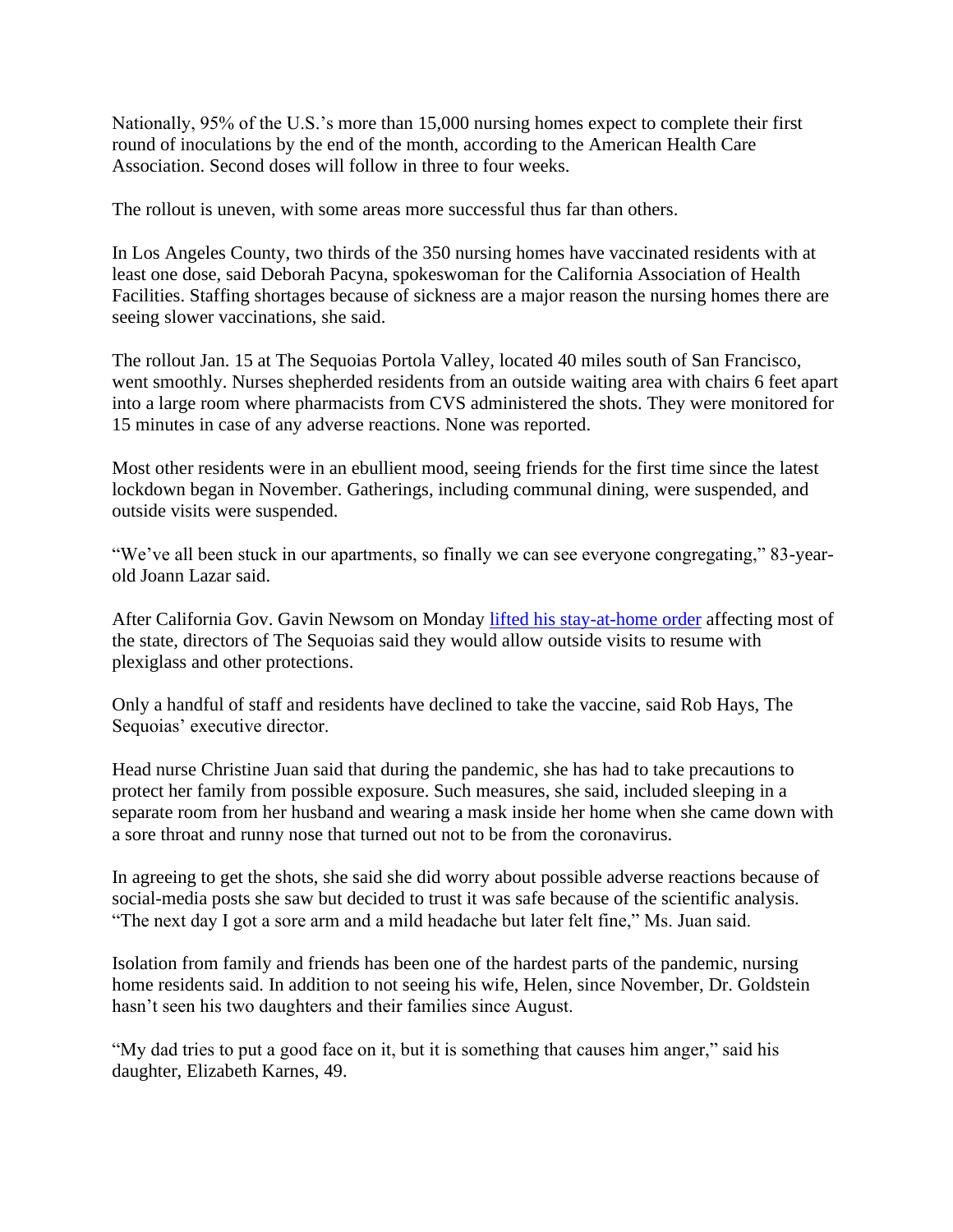Nationally, 95% of the U.S.'s more than 15,000 nursing homes expect to complete their first round of inoculations by the end of the month, according to the American Health Care Association. Second doses will follow in three to four weeks.

The rollout is uneven, with some areas more successful thus far than others.

In Los Angeles County, two thirds of the 350 nursing homes have vaccinated residents with at least one dose, said Deborah Pacyna, spokeswoman for the California Association of Health Facilities. Staffing shortages because of sickness are a major reason the nursing homes there are seeing slower vaccinations, she said.

The rollout Jan. 15 at The Sequoias Portola Valley, located 40 miles south of San Francisco, went smoothly. Nurses shepherded residents from an outside waiting area with chairs 6 feet apart into a large room where pharmacists from CVS administered the shots. They were monitored for 15 minutes in case of any adverse reactions. None was reported.

Most other residents were in an ebullient mood, seeing friends for the first time since the latest lockdown began in November. Gatherings, including communal dining, were suspended, and outside visits were suspended.

"We've all been stuck in our apartments, so finally we can see everyone congregating," 83-year-old Joann Lazar said.

After California Gov. Gavin Newsom on Monday [lifted his stay-at-home order]() affecting most of the state, directors of The Sequoias said they would allow outside visits to resume with plexiglass and other protections.

Only a handful of staff and residents have declined to take the vaccine, said Rob Hays, The Sequoias' executive director.

Head nurse Christine Juan said that during the pandemic, she has had to take precautions to protect her family from possible exposure. Such measures, she said, included sleeping in a separate room from her husband and wearing a mask inside her home when she came down with a sore throat and runny nose that turned out not to be from the coronavirus.

In agreeing to get the shots, she said she did worry about possible adverse reactions because of social-media posts she saw but decided to trust it was safe because of the scientific analysis. "The next day I got a sore arm and a mild headache but later felt fine," Ms. Juan said.

Isolation from family and friends has been one of the hardest parts of the pandemic, nursing home residents said. In addition to not seeing his wife, Helen, since November, Dr. Goldstein hasn't seen his two daughters and their families since August.

"My dad tries to put a good face on it, but it is something that causes him anger," said his daughter, Elizabeth Karnes, 49.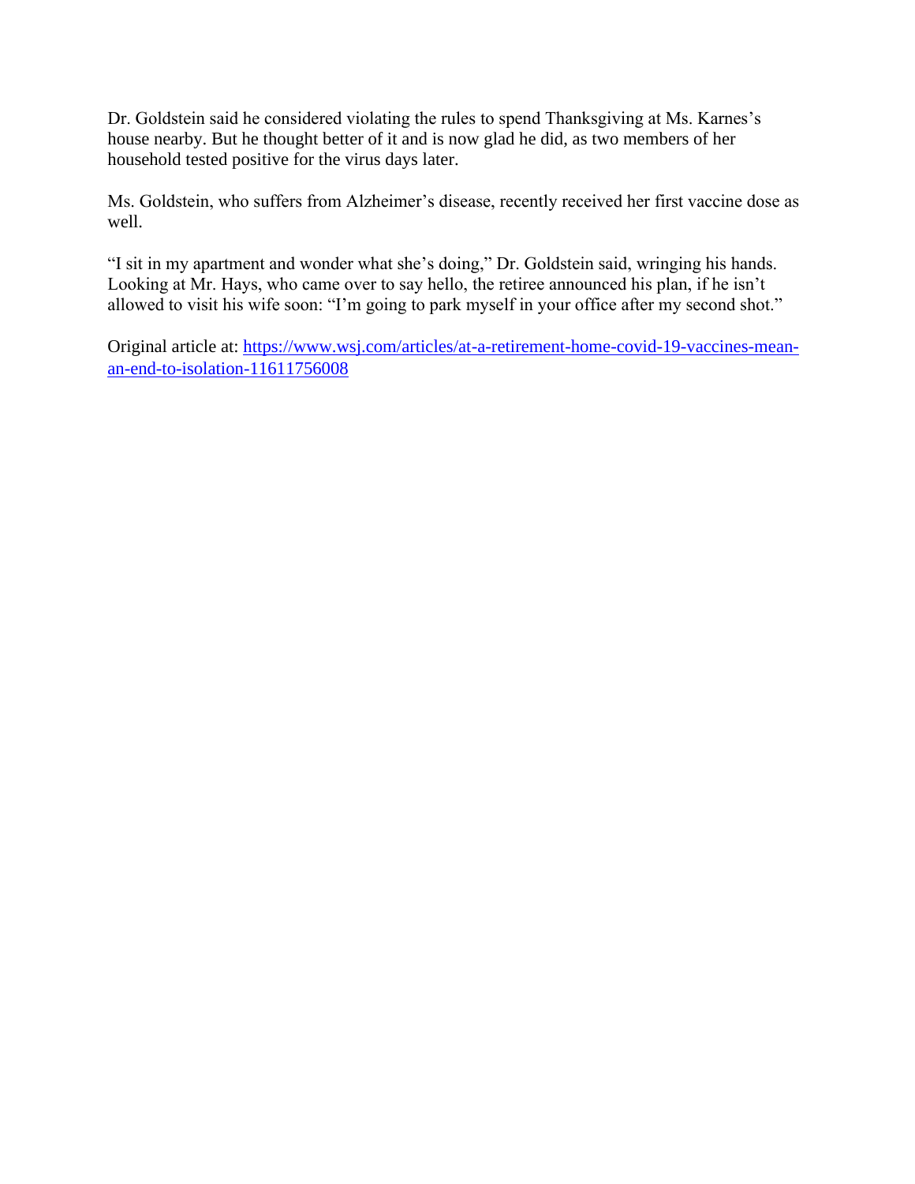Dr. Goldstein said he considered violating the rules to spend Thanksgiving at Ms. Karnes's house nearby. But he thought better of it and is now glad he did, as two members of her household tested positive for the virus days later.

Ms. Goldstein, who suffers from Alzheimer's disease, recently received her first vaccine dose as well.

"I sit in my apartment and wonder what she's doing," Dr. Goldstein said, wringing his hands. Looking at Mr. Hays, who came over to say hello, the retiree announced his plan, if he isn't allowed to visit his wife soon: "I'm going to park myself in your office after my second shot."

Original article at: [https://www.wsj.com/articles/at-a-retirement-home-covid-19-vaccines-mean-an-end-to-isolation-11611756008](https://www.wsj.com/articles/at-a-retirement-home-covid-19-vaccines-mean-an-end-to-isolation-11611756008)